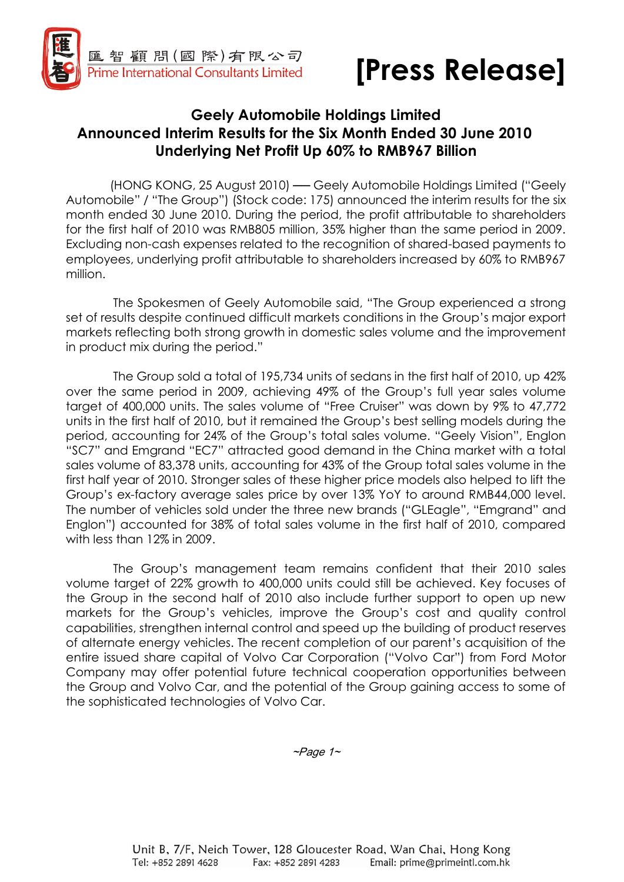匯智顧問(國際)有限公司
Prime International Consultants Limited

# [Press Release]

## Geely Automobile Holdings Limited
## Announced Interim Results for the Six Month Ended 30 June 2010
## Underlying Net Profit Up 60% to RMB967 Billion

(HONG KONG, 25 August 2010) –– Geely Automobile Holdings Limited ("Geely Automobile" / "The Group") (Stock code: 175) announced the interim results for the six month ended 30 June 2010. During the period, the profit attributable to shareholders for the first half of 2010 was RMB805 million, 35% higher than the same period in 2009. Excluding non-cash expenses related to the recognition of shared-based payments to employees, underlying profit attributable to shareholders increased by 60% to RMB967 million.

The Spokesmen of Geely Automobile said, "The Group experienced a strong set of results despite continued difficult markets conditions in the Group's major export markets reflecting both strong growth in domestic sales volume and the improvement in product mix during the period."

The Group sold a total of 195,734 units of sedans in the first half of 2010, up 42% over the same period in 2009, achieving 49% of the Group's full year sales volume target of 400,000 units. The sales volume of "Free Cruiser" was down by 9% to 47,772 units in the first half of 2010, but it remained the Group's best selling models during the period, accounting for 24% of the Group's total sales volume. "Geely Vision", Englon "SC7" and Emgrand "EC7" attracted good demand in the China market with a total sales volume of 83,378 units, accounting for 43% of the Group total sales volume in the first half year of 2010. Stronger sales of these higher price models also helped to lift the Group's ex-factory average sales price by over 13% YoY to around RMB44,000 level. The number of vehicles sold under the three new brands ("GLEagle", "Emgrand" and Englon") accounted for 38% of total sales volume in the first half of 2010, compared with less than 12% in 2009.

The Group's management team remains confident that their 2010 sales volume target of 22% growth to 400,000 units could still be achieved. Key focuses of the Group in the second half of 2010 also include further support to open up new markets for the Group's vehicles, improve the Group's cost and quality control capabilities, strengthen internal control and speed up the building of product reserves of alternate energy vehicles. The recent completion of our parent's acquisition of the entire issued share capital of Volvo Car Corporation ("Volvo Car") from Ford Motor Company may offer potential future technical cooperation opportunities between the Group and Volvo Car, and the potential of the Group gaining access to some of the sophisticated technologies of Volvo Car.

Unit B, 7/F, Neich Tower, 128 Gloucester Road, Wan Chai, Hong Kong
Tel: +852 2891 4628 Fax: +852 2891 4283 Email: prime@primeintl.com.hk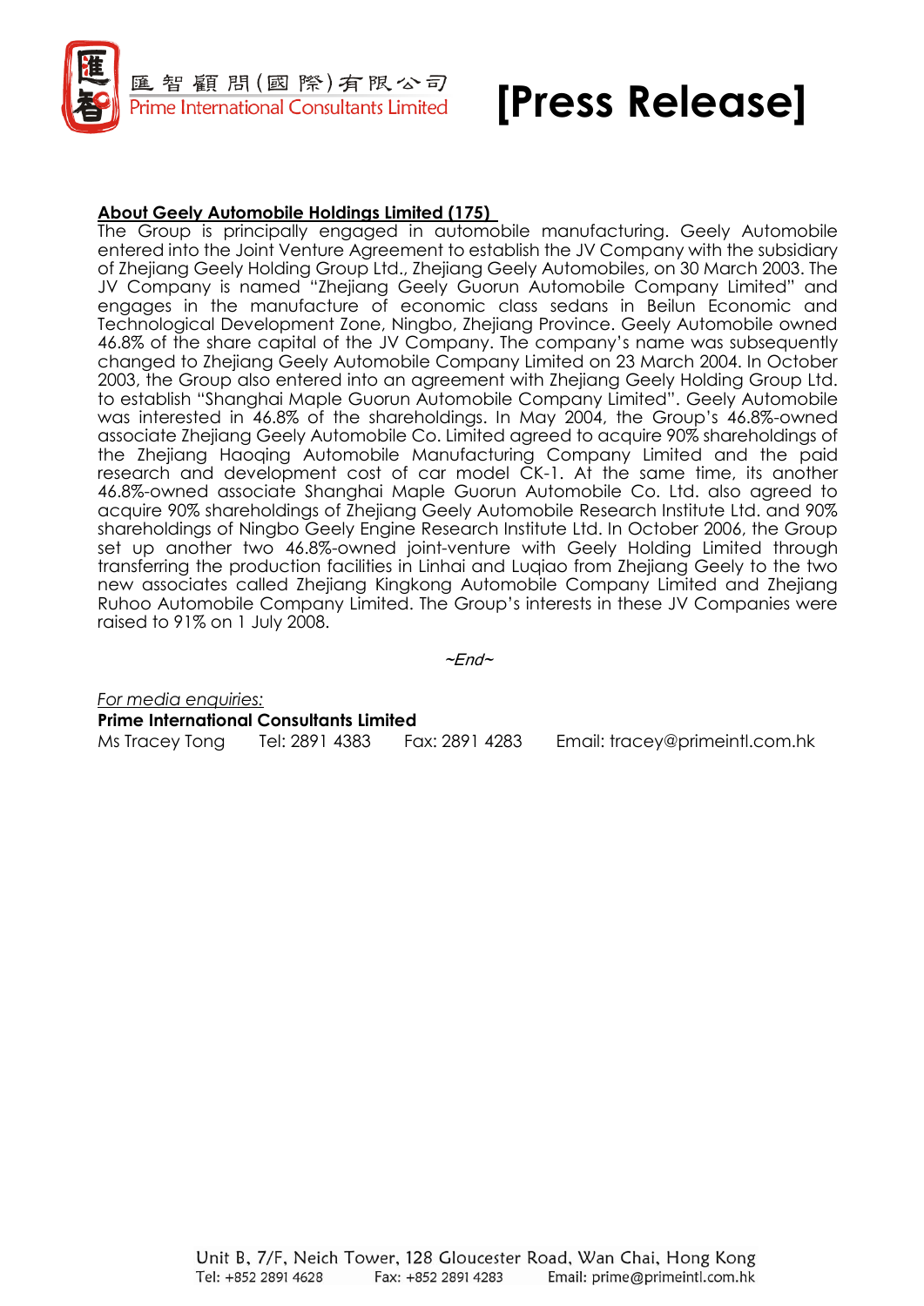**About Geely Automobile Holdings Limited (175)**

The Group is principally engaged in automobile manufacturing. Geely Automobile entered into the Joint Venture Agreement to establish the JV Company with the subsidiary of Zhejiang Geely Holding Group Ltd., Zhejiang Geely Automobiles, on 30 March 2003. The JV Company is named "Zhejiang Geely Guorun Automobile Company Limited" and engages in the manufacture of economic class sedans in Beilun Economic and Technological Development Zone, Ningbo, Zhejiang Province. Geely Automobile owned 46.8% of the share capital of the JV Company. The company's name was subsequently changed to Zhejiang Geely Automobile Company Limited on 23 March 2004. In October 2003, the Group also entered into an agreement with Zhejiang Geely Holding Group Ltd. to establish "Shanghai Maple Guorun Automobile Company Limited". Geely Automobile was interested in 46.8% of the shareholdings. In May 2004, the Group's 46.8%-owned associate Zhejiang Geely Automobile Co. Limited agreed to acquire 90% shareholdings of the Zhejiang Haoqing Automobile Manufacturing Company Limited and the paid research and development cost of car model CK-1. At the same time, its another 46.8%-owned associate Shanghai Maple Guorun Automobile Co. Ltd. also agreed to acquire 90% shareholdings of Zhejiang Geely Automobile Research Institute Ltd. and 90% shareholdings of Ningbo Geely Engine Research Institute Ltd. In October 2006, the Group set up another two 46.8%-owned joint-venture with Geely Holding Limited through transferring the production facilities in Linhai and Luqiao from Zhejiang Geely to the two new associates called Zhejiang Kingkong Automobile Company Limited and Zhejiang Ruhoo Automobile Company Limited. The Group's interests in these JV Companies were raised to 91% on 1 July 2008.

*~End~*

*For media enquiries:*
**Prime International Consultants Limited**
Ms Tracey Tong Tel: 2891 4383 Fax: 2891 4283 Email: tracey@primeintl.com.hk